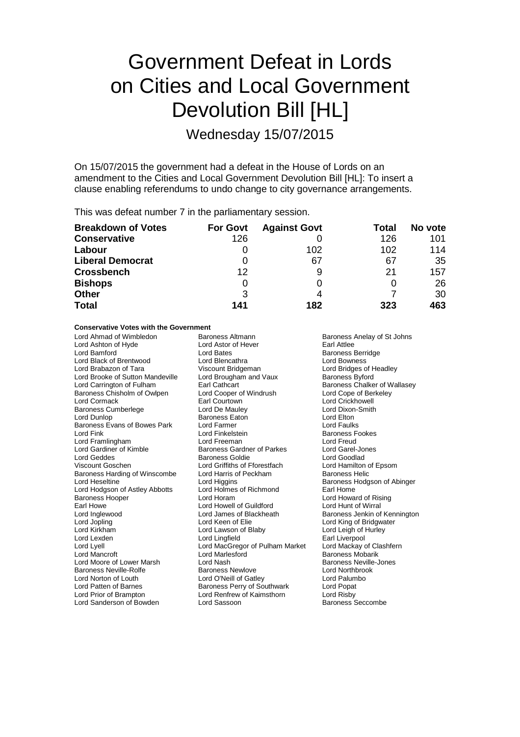# Government Defeat in Lords on Cities and Local Government Devolution Bill [HL]

Wednesday 15/07/2015

On 15/07/2015 the government had a defeat in the House of Lords on an amendment to the Cities and Local Government Devolution Bill [HL]: To insert a clause enabling referendums to undo change to city governance arrangements.

This was defeat number 7 in the parliamentary session.

| Breakdown of Votes | For Govt | Against Govt | Total | No vote |
|---|---|---|---|---|
| **Conservative** | 126 | 0 | 126 | 101 |
| **Labour** | 0 | 102 | 102 | 114 |
| **Liberal Democrat** | 0 | 67 | 67 | 35 |
| **Crossbench** | 12 | 9 | 21 | 157 |
| **Bishops** | 0 | 0 | 0 | 26 |
| **Other** | 3 | 4 | 7 | 30 |
| **Total** | **141** | **182** | **323** | **463** |

**Conservative Votes with the Government**

| | | |
|---|---|---|
| Lord Ahmad of Wimbledon | Baroness Altmann | Baroness Anelay of St Johns |
| Lord Ashton of Hyde | Lord Astor of Hever | Earl Attlee |
| Lord Bamford | Lord Bates | Baroness Berridge |
| Lord Black of Brentwood | Lord Blencathra | Lord Bowness |
| Lord Brabazon of Tara | Viscount Bridgeman | Lord Bridges of Headley |
| Lord Brooke of Sutton Mandeville | Lord Brougham and Vaux | Baroness Byford |
| Lord Carrington of Fulham | Earl Cathcart | Baroness Chalker of Wallasey |
| Baroness Chisholm of Owlpen | Lord Cooper of Windrush | Lord Cope of Berkeley |
| Lord Cormack | Earl Courtown | Lord Crickhowell |
| Baroness Cumberlege | Lord De Mauley | Lord Dixon-Smith |
| Lord Dunlop | Baroness Eaton | Lord Elton |
| Baroness Evans of Bowes Park | Lord Farmer | Lord Faulks |
| Lord Fink | Lord Finkelstein | Baroness Fookes |
| Lord Framlingham | Lord Freeman | Lord Freud |
| Lord Gardiner of Kimble | Baroness Gardner of Parkes | Lord Garel-Jones |
| Lord Geddes | Baroness Goldie | Lord Goodlad |
| Viscount Goschen | Lord Griffiths of Fforestfach | Lord Hamilton of Epsom |
| Baroness Harding of Winscombe | Lord Harris of Peckham | Baroness Helic |
| Lord Heseltine | Lord Higgins | Baroness Hodgson of Abinger |
| Lord Hodgson of Astley Abbotts | Lord Holmes of Richmond | Earl Home |
| Baroness Hooper | Lord Horam | Lord Howard of Rising |
| Earl Howe | Lord Howell of Guildford | Lord Hunt of Wirral |
| Lord Inglewood | Lord James of Blackheath | Baroness Jenkin of Kennington |
| Lord Jopling | Lord Keen of Elie | Lord King of Bridgwater |
| Lord Kirkham | Lord Lawson of Blaby | Lord Leigh of Hurley |
| Lord Lexden | Lord Lingfield | Earl Liverpool |
| Lord Lyell | Lord MacGregor of Pulham Market | Lord Mackay of Clashfern |
| Lord Mancroft | Lord Marlesford | Baroness Mobarik |
| Lord Moore of Lower Marsh | Lord Nash | Baroness Neville-Jones |
| Baroness Neville-Rolfe | Baroness Newlove | Lord Northbrook |
| Lord Norton of Louth | Lord O'Neill of Gatley | Lord Palumbo |
| Lord Patten of Barnes | Baroness Perry of Southwark | Lord Popat |
| Lord Prior of Brampton | Lord Renfrew of Kaimsthorn | Lord Risby |
| Lord Sanderson of Bowden | Lord Sassoon | Baroness Seccombe |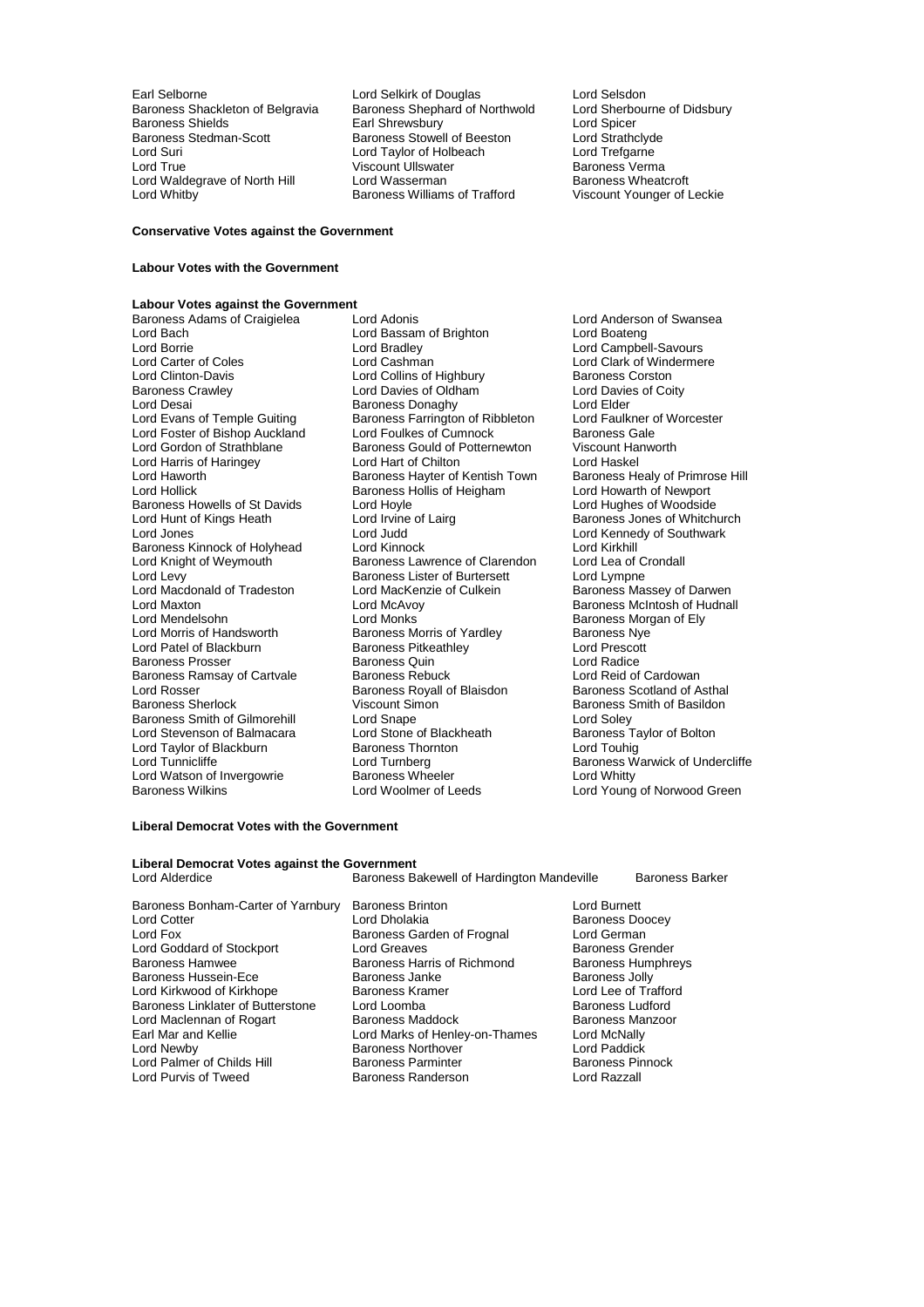Earl Selborne
Lord Selkirk of Douglas
Lord Selsdon
Baroness Shackleton of Belgravia
Baroness Shephard of Northwold
Lord Sherbourne of Didsbury
Baroness Shields
Earl Shrewsbury
Lord Spicer
Baroness Stedman-Scott
Baroness Stowell of Beeston
Lord Strathclyde
Lord Suri
Lord Taylor of Holbeach
Lord Trefgarne
Lord True
Viscount Ullswater
Baroness Verma
Lord Waldegrave of North Hill
Lord Wasserman
Baroness Wheatcroft
Lord Whitby
Baroness Williams of Trafford
Viscount Younger of Leckie

**Conservative Votes against the Government**

**Labour Votes with the Government**

**Labour Votes against the Government**

Baroness Adams of Craigielea
Lord Adonis
Lord Anderson of Swansea
Lord Bach
Lord Bassam of Brighton
Lord Boateng
Lord Borrie
Lord Bradley
Lord Campbell-Savours
Lord Carter of Coles
Lord Cashman
Lord Clark of Windermere
Lord Clinton-Davis
Lord Collins of Highbury
Baroness Corston
Baroness Crawley
Lord Davies of Oldham
Lord Davies of Coity
Lord Desai
Baroness Donaghy
Lord Elder
Lord Evans of Temple Guiting
Baroness Farrington of Ribbleton
Lord Faulkner of Worcester
Lord Foster of Bishop Auckland
Lord Foulkes of Cumnock
Baroness Gale
Lord Gordon of Strathblane
Baroness Gould of Potternewton
Viscount Hanworth
Lord Harris of Haringey
Lord Hart of Chilton
Lord Haskel
Lord Haworth
Baroness Hayter of Kentish Town
Baroness Healy of Primrose Hill
Lord Hollick
Baroness Hollis of Heigham
Lord Howarth of Newport
Baroness Howells of St Davids
Lord Hoyle
Lord Hughes of Woodside
Lord Hunt of Kings Heath
Lord Irvine of Lairg
Baroness Jones of Whitchurch
Lord Jones
Lord Judd
Lord Kennedy of Southwark
Baroness Kinnock of Holyhead
Lord Kinnock
Lord Kirkhill
Lord Knight of Weymouth
Baroness Lawrence of Clarendon
Lord Lea of Crondall
Lord Levy
Baroness Lister of Burtersett
Lord Lympne
Lord Macdonald of Tradeston
Lord MacKenzie of Culkein
Baroness Massey of Darwen
Lord Maxton
Lord McAvoy
Baroness McIntosh of Hudnall
Lord Mendelsohn
Lord Monks
Baroness Morgan of Ely
Lord Morris of Handsworth
Baroness Morris of Yardley
Baroness Nye
Lord Patel of Blackburn
Baroness Pitkeathley
Lord Prescott
Baroness Prosser
Baroness Quin
Lord Radice
Baroness Ramsay of Cartvale
Baroness Rebuck
Lord Reid of Cardowan
Lord Rosser
Baroness Royall of Blaisdon
Baroness Scotland of Asthal
Baroness Sherlock
Viscount Simon
Baroness Smith of Basildon
Baroness Smith of Gilmorehill
Lord Snape
Lord Soley
Lord Stevenson of Balmacara
Lord Stone of Blackheath
Baroness Taylor of Bolton
Lord Taylor of Blackburn
Baroness Thornton
Lord Touhig
Lord Tunnicliffe
Lord Turnberg
Baroness Warwick of Undercliffe
Lord Watson of Invergowrie
Baroness Wheeler
Lord Whitty
Baroness Wilkins
Lord Woolmer of Leeds
Lord Young of Norwood Green

**Liberal Democrat Votes with the Government**

**Liberal Democrat Votes against the Government**

Lord Alderdice
Baroness Bakewell of Hardington Mandeville
Baroness Barker
Baroness Bonham-Carter of Yarnbury
Baroness Brinton
Lord Burnett
Lord Cotter
Lord Dholakia
Baroness Doocey
Lord Fox
Baroness Garden of Frognal
Lord German
Lord Goddard of Stockport
Lord Greaves
Baroness Grender
Baroness Hamwee
Baroness Harris of Richmond
Baroness Humphreys
Baroness Hussein-Ece
Baroness Janke
Baroness Jolly
Lord Kirkwood of Kirkhope
Baroness Kramer
Lord Lee of Trafford
Baroness Linklater of Butterstone
Lord Loomba
Baroness Ludford
Lord Maclennan of Rogart
Baroness Maddock
Baroness Manzoor
Earl Mar and Kellie
Lord Marks of Henley-on-Thames
Lord McNally
Lord Newby
Baroness Northover
Lord Paddick
Lord Palmer of Childs Hill
Baroness Parminter
Baroness Pinnock
Lord Purvis of Tweed
Baroness Randerson
Lord Razzall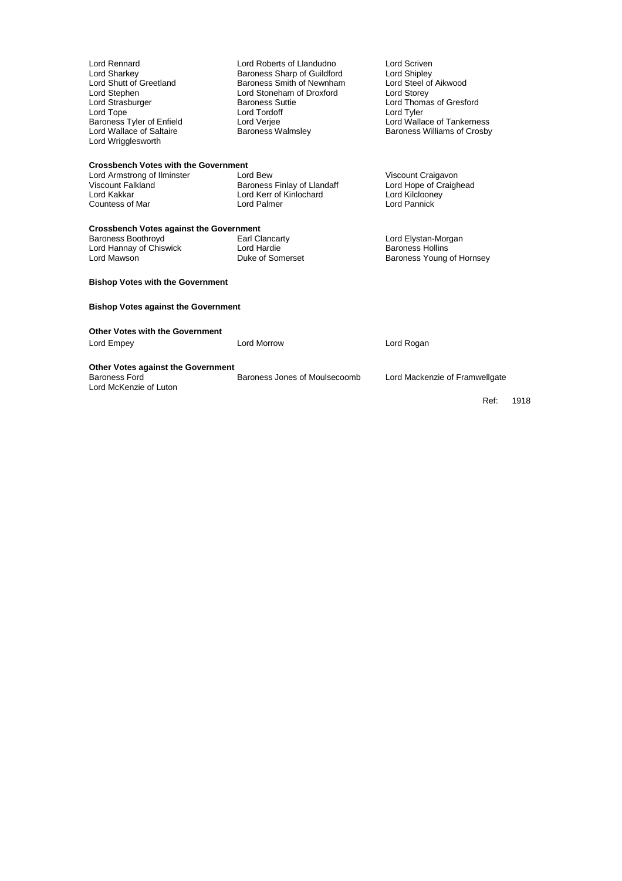Lord Rennard
Lord Roberts of Llandudno
Lord Scriven
Lord Sharkey
Baroness Sharp of Guildford
Lord Shipley
Lord Shutt of Greetland
Baroness Smith of Newnham
Lord Steel of Aikwood
Lord Stephen
Lord Stoneham of Droxford
Lord Storey
Lord Strasburger
Baroness Suttie
Lord Thomas of Gresford
Lord Tope
Lord Tordoff
Lord Tyler
Baroness Tyler of Enfield
Lord Verjee
Lord Wallace of Tankerness
Lord Wallace of Saltaire
Baroness Walmsley
Baroness Williams of Crosby
Lord Wrigglesworth

**Crossbench Votes with the Government**

Lord Armstrong of Ilminster
Lord Bew
Viscount Craigavon
Viscount Falkland
Baroness Finlay of Llandaff
Lord Hope of Craighead
Lord Kakkar
Lord Kerr of Kinlochard
Lord Kilclooney
Countess of Mar
Lord Palmer
Lord Pannick

**Crossbench Votes against the Government**

Baroness Boothroyd
Earl Clancarty
Lord Elystan-Morgan
Lord Hannay of Chiswick
Lord Hardie
Baroness Hollins
Lord Mawson
Duke of Somerset
Baroness Young of Hornsey

**Bishop Votes with the Government**

**Bishop Votes against the Government**

**Other Votes with the Government**

Lord Empey
Lord Morrow
Lord Rogan

**Other Votes against the Government**

Baroness Ford
Baroness Jones of Moulsecoomb
Lord Mackenzie of Framwellgate
Lord McKenzie of Luton

Ref: 1918